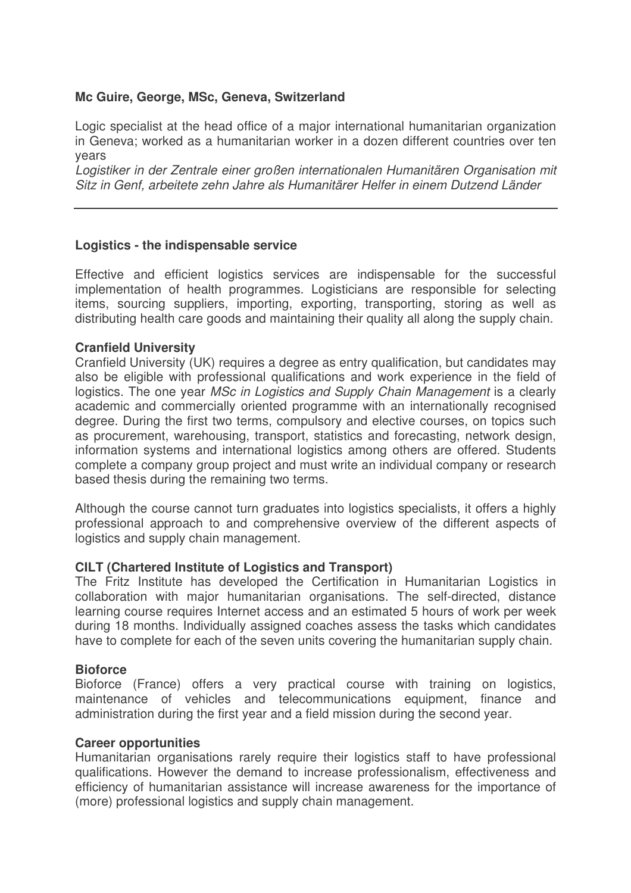**Mc Guire, George, MSc, Geneva, Switzerland**

Logic specialist at the head office of a major international humanitarian organization in Geneva; worked as a humanitarian worker in a dozen different countries over ten years

*Logistiker in der Zentrale einer großen internationalen Humanitären Organisation mit Sitz in Genf, arbeitete zehn Jahre als Humanitärer Helfer in einem Dutzend Länder*

---

## Logistics - the indispensable service

Effective and efficient logistics services are indispensable for the successful implementation of health programmes. Logisticians are responsible for selecting items, sourcing suppliers, importing, exporting, transporting, storing as well as distributing health care goods and maintaining their quality all along the supply chain.

### Cranfield University

Cranfield University (UK) requires a degree as entry qualification, but candidates may also be eligible with professional qualifications and work experience in the field of logistics. The one year *MSc in Logistics and Supply Chain Management* is a clearly academic and commercially oriented programme with an internationally recognised degree. During the first two terms, compulsory and elective courses, on topics such as procurement, warehousing, transport, statistics and forecasting, network design, information systems and international logistics among others are offered. Students complete a company group project and must write an individual company or research based thesis during the remaining two terms.

Although the course cannot turn graduates into logistics specialists, it offers a highly professional approach to and comprehensive overview of the different aspects of logistics and supply chain management.

### CILT (Chartered Institute of Logistics and Transport)

The Fritz Institute has developed the Certification in Humanitarian Logistics in collaboration with major humanitarian organisations. The self-directed, distance learning course requires Internet access and an estimated 5 hours of work per week during 18 months. Individually assigned coaches assess the tasks which candidates have to complete for each of the seven units covering the humanitarian supply chain.

### Bioforce

Bioforce (France) offers a very practical course with training on logistics, maintenance of vehicles and telecommunications equipment, finance and administration during the first year and a field mission during the second year.

### Career opportunities

Humanitarian organisations rarely require their logistics staff to have professional qualifications. However the demand to increase professionalism, effectiveness and efficiency of humanitarian assistance will increase awareness for the importance of (more) professional logistics and supply chain management.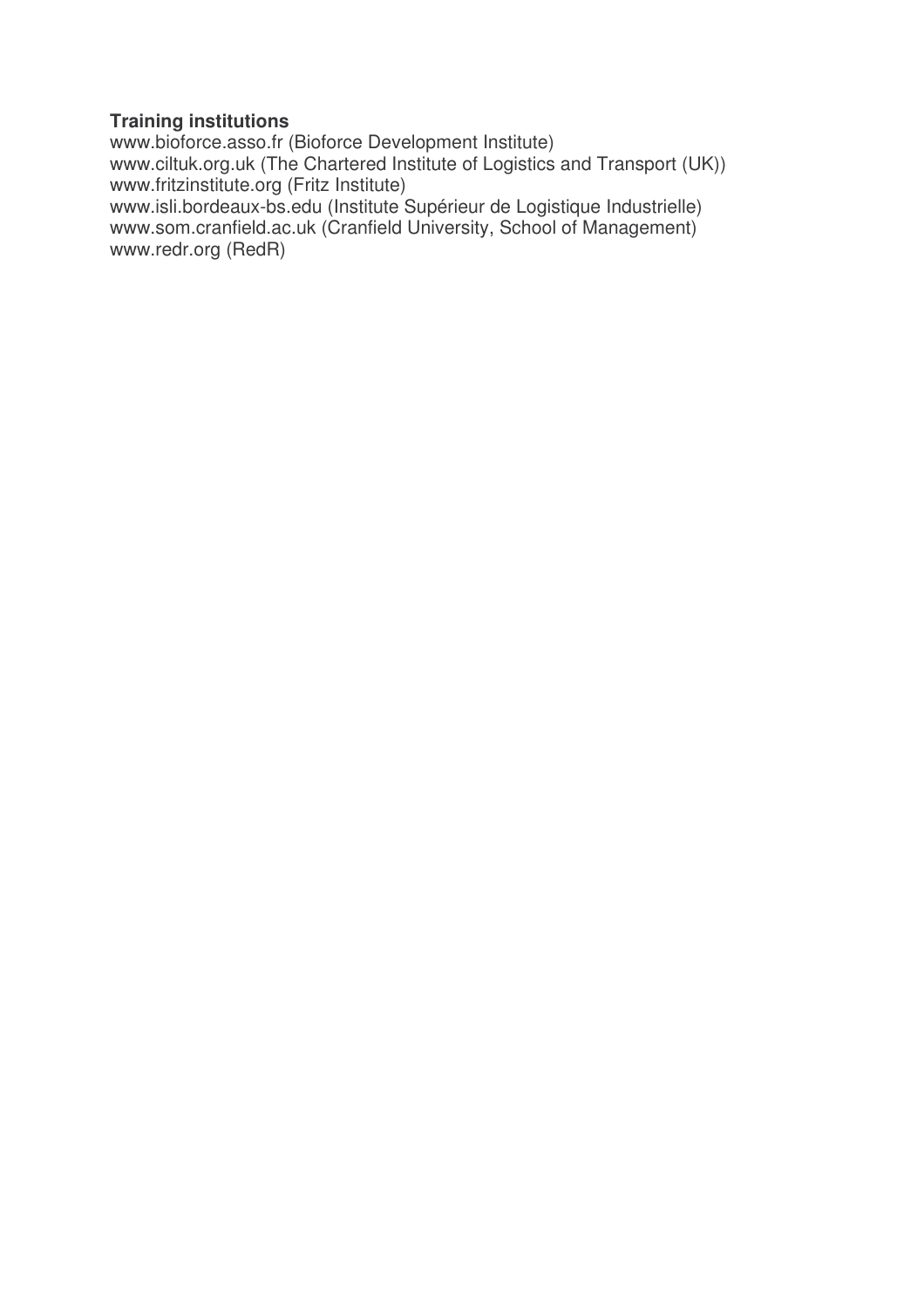**Training institutions**

www.bioforce.asso.fr (Bioforce Development Institute)
www.ciltuk.org.uk (The Chartered Institute of Logistics and Transport (UK))
www.fritzinstitute.org (Fritz Institute)
www.isli.bordeaux-bs.edu (Institute Supérieur de Logistique Industrielle)
www.som.cranfield.ac.uk (Cranfield University, School of Management)
www.redr.org (RedR)